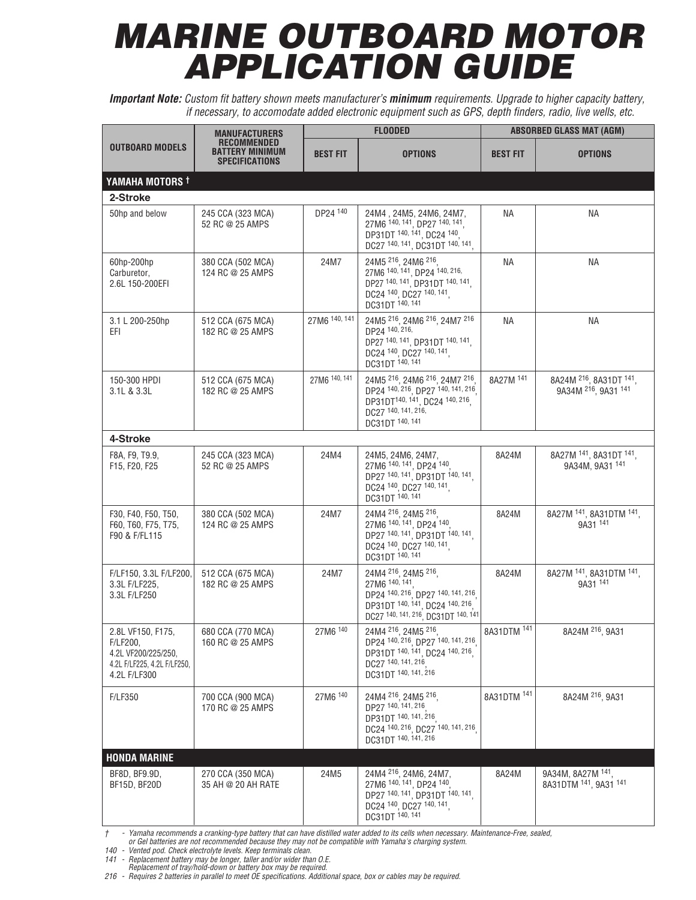# MARINE OUTBOARD MOTOR APPLICATION GUIDE

***Important Note:*** *Custom fit battery shown meets manufacturer's **minimum** requirements. Upgrade to higher capacity battery, if necessary, to accomodate added electronic equipment such as GPS, depth finders, radio, live wells, etc.*

| OUTBOARD MODELS | MANUFACTURERS RECOMMENDED BATTERY MINIMUM SPECIFICATIONS | FLOODED | | ABSORBED GLASS MAT (AGM) | |
|---|---|---|---|---|---|
| | | BEST FIT | OPTIONS | BEST FIT | OPTIONS |
| **YAMAHA MOTORS †** | | | | | |
| **2-Stroke** | | | | | |
| 50hp and below | 245 CCA (323 MCA) 52 RC @ 25 AMPS | DP24 [140] | 24M4 , 24M5, 24M6, 24M7, 27M6 [140, 141], DP27 [140, 141], DP31DT [140, 141], DC24 [140], DC27 [140, 141], DC31DT [140, 141], | NA | NA |
| 60hp-200hp Carburetor, 2.6L 150-200EFI | 380 CCA (502 MCA) 124 RC @ 25 AMPS | 24M7 | 24M5 [216], 24M6 [216], 27M6 [140, 141], DP24 [140, 216], DP27 [140, 141], DP31DT [140, 141], DC24 [140], DC27 [140, 141], DC31DT [140, 141] | NA | NA |
| 3.1 L 200-250hp EFI | 512 CCA (675 MCA) 182 RC @ 25 AMPS | 27M6 [140, 141] | 24M5 [216], 24M6 [216], 24M7 [216] DP24 [140, 216], DP27 [140, 141], DP31DT [140, 141], DC24 [140], DC27 [140, 141], DC31DT [140, 141] | NA | NA |
| 150-300 HPDI 3.1L & 3.3L | 512 CCA (675 MCA) 182 RC @ 25 AMPS | 27M6 [140, 141] | 24M5 [216], 24M6 [216], 24M7 [216], DP24 [140, 216], DP27 [140, 141, 216], DP31DT[140, 141], DC24 [140, 216], DC27 [140, 141, 216], DC31DT [140, 141] | 8A27M [141] | 8A24M [216], 8A31DT [141], 9A34M [216], 9A31 [141] |
| **4-Stroke** | | | | | |
| F8A, F9, T9.9, F15, F20, F25 | 245 CCA (323 MCA) 52 RC @ 25 AMPS | 24M4 | 24M5, 24M6, 24M7, 27M6 [140, 141], DP24 [140], DP27 [140, 141], DP31DT [140, 141], DC24 [140], DC27 [140, 141], DC31DT [140, 141] | 8A24M | 8A27M [141], 8A31DT [141], 9A34M, 9A31 [141] |
| F30, F40, F50, T50, F60, T60, F75, T75, F90 & F/FL115 | 380 CCA (502 MCA) 124 RC @ 25 AMPS | 24M7 | 24M4 [216], 24M5 [216], 27M6 [140, 141], DP24 [140], DP27 [140, 141], DP31DT [140, 141], DC24 [140], DC27 [140, 141], DC31DT [140, 141] | 8A24M | 8A27M [141], 8A31DTM [141], 9A31 [141] |
| F/LF150, 3.3L F/LF200, 3.3L F/LF225, 3.3L F/LF250 | 512 CCA (675 MCA) 182 RC @ 25 AMPS | 24M7 | 24M4 [216], 24M5 [216], 27M6 [140, 141], DP24 [140, 216], DP27 [140, 141, 216], DP31DT [140, 141], DC24 [140, 216], DC27 [140, 141, 216], DC31DT [140, 141] | 8A24M | 8A27M [141], 8A31DTM [141], 9A31 [141] |
| 2.8L VF150, F175, F/LF200, 4.2L VF200/225/250, 4.2L F/LF225, 4.2L F/LF250, 4.2L F/LF300 | 680 CCA (770 MCA) 160 RC @ 25 AMPS | 27M6 [140] | 24M4 [216], 24M5 [216], DP24 [140, 216], DP27 [140, 141, 216], DP31DT [140, 141], DC24 [140, 216], DC27 [140, 141, 216], DC31DT [140, 141, 216] | 8A31DTM [141] | 8A24M [216], 9A31 |
| F/LF350 | 700 CCA (900 MCA) 170 RC @ 25 AMPS | 27M6 [140] | 24M4 [216], 24M5 [216], DP27 [140, 141, 216], DP31DT [140, 141, 216], DC24 [140, 216], DC27 [140, 141, 216], DC31DT [140, 141, 216] | 8A31DTM [141] | 8A24M [216], 9A31 |
| **HONDA MARINE** | | | | | |
| BF8D, BF9.9D, BF15D, BF20D | 270 CCA (350 MCA) 35 AH @ 20 AH RATE | 24M5 | 24M4 [216], 24M6, 24M7, 27M6 [140, 141], DP24 [140], DP27 [140, 141], DP31DT [140, 141], DC24 [140], DC27 [140, 141], DC31DT [140, 141] | 8A24M | 9A34M, 8A27M [141], 8A31DTM [141], 9A31 [141] |

*† - Yamaha recommends a cranking-type battery that can have distilled water added to its cells when necessary. Maintenance-Free, sealed, or Gel batteries are not recommended because they may not be compatible with Yamaha's charging system.*

*140 - Vented pod. Check electrolyte levels. Keep terminals clean.*

*141 - Replacement battery may be longer, taller and/or wider than O.E. Replacement of tray/hold-down or battery box may be required.*

*216 - Requires 2 batteries in parallel to meet OE specifications. Additional space, box or cables may be required.*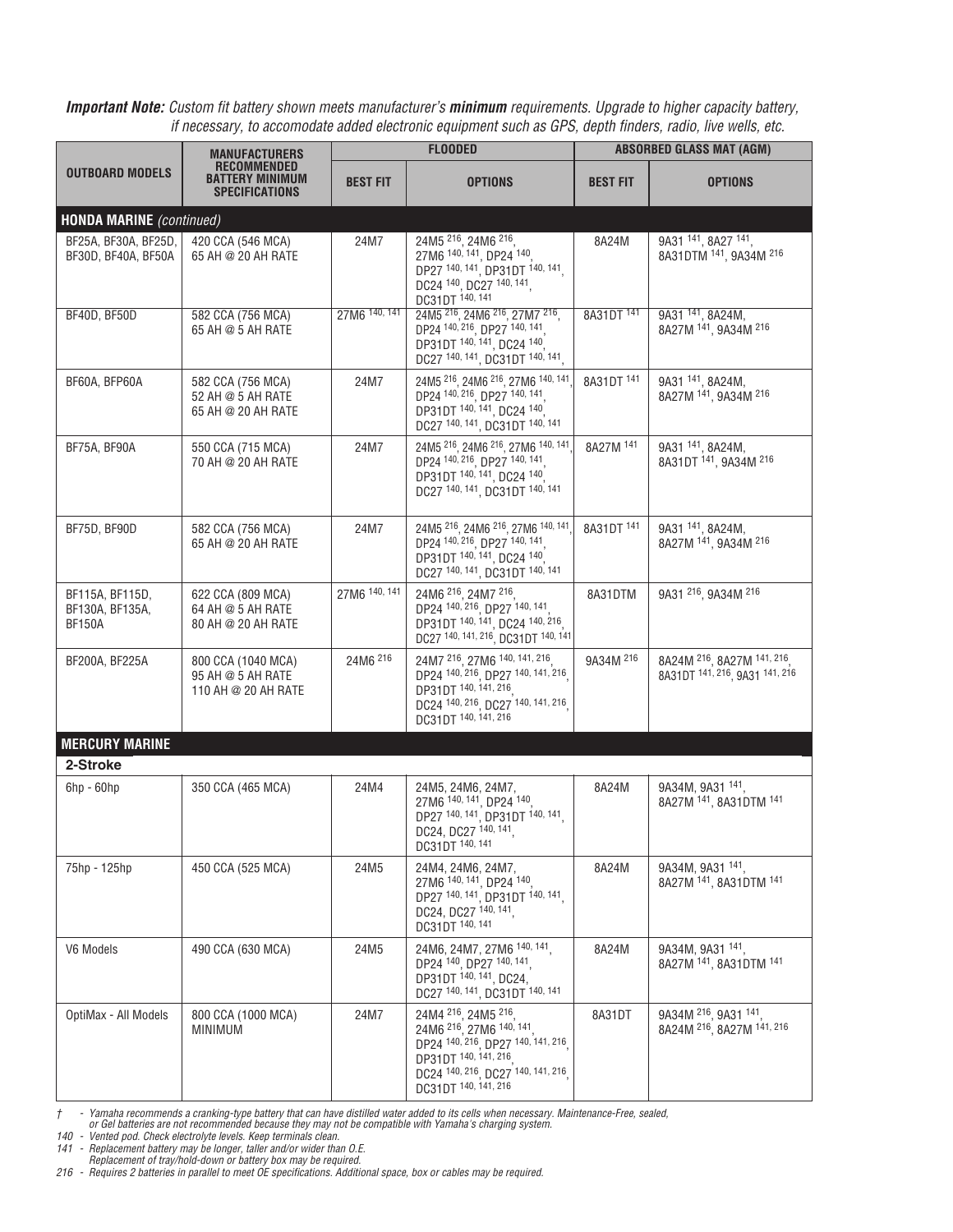***Important Note:*** *Custom fit battery shown meets manufacturer's **minimum** requirements. Upgrade to higher capacity battery, if necessary, to accomodate added electronic equipment such as GPS, depth finders, radio, live wells, etc.*

| OUTBOARD MODELS | MANUFACTURERS RECOMMENDED BATTERY MINIMUM SPECIFICATIONS | FLOODED | | ABSORBED GLASS MAT (AGM) | |
|---|---|---|---|---|---|
| | | BEST FIT | OPTIONS | BEST FIT | OPTIONS |
| **HONDA MARINE** *(continued)* | | | | | |
| BF25A, BF30A, BF25D, BF30D, BF40A, BF50A | 420 CCA (546 MCA) 65 AH @ 20 AH RATE | 24M7 | 24M5 [216], 24M6 [216], 27M6 [140, 141], DP24 [140], DP27 [140, 141], DP31DT [140, 141], DC24 [140], DC27 [140, 141], DC31DT [140, 141] | 8A24M | 9A31 [141], 8A27 [141], 8A31DTM [141], 9A34M [216] |
| BF40D, BF50D | 582 CCA (756 MCA) 65 AH @ 5 AH RATE | 27M6 [140, 141] | 24M5 [216], 24M6 [216], 27M7 [216], DP24 [140, 216], DP27 [140, 141], DP31DT [140, 141], DC24 [140], DC27 [140, 141], DC31DT [140, 141], | 8A31DT [141] | 9A31 [141], 8A24M, 8A27M [141], 9A34M [216] |
| BF60A, BFP60A | 582 CCA (756 MCA) 52 AH @ 5 AH RATE 65 AH @ 20 AH RATE | 24M7 | 24M5 [216], 24M6 [216], 27M6 [140, 141], DP24 [140, 216], DP27 [140, 141], DP31DT [140, 141], DC24 [140], DC27 [140, 141], DC31DT [140, 141] | 8A31DT [141] | 9A31 [141], 8A24M, 8A27M [141], 9A34M [216] |
| BF75A, BF90A | 550 CCA (715 MCA) 70 AH @ 20 AH RATE | 24M7 | 24M5 [216], 24M6 [216], 27M6 [140, 141], DP24 [140, 216], DP27 [140, 141], DP31DT [140, 141], DC24 [140], DC27 [140, 141], DC31DT [140, 141] | 8A27M [141] | 9A31 [141], 8A24M, 8A31DT [141], 9A34M [216] |
| BF75D, BF90D | 582 CCA (756 MCA) 65 AH @ 20 AH RATE | 24M7 | 24M5 [216], 24M6 [216], 27M6 [140, 141], DP24 [140, 216], DP27 [140, 141], DP31DT [140, 141], DC24 [140], DC27 [140, 141], DC31DT [140, 141] | 8A31DT [141] | 9A31 [141], 8A24M, 8A27M [141], 9A34M [216] |
| BF115A, BF115D, BF130A, BF135A, BF150A | 622 CCA (809 MCA) 64 AH @ 5 AH RATE 80 AH @ 20 AH RATE | 27M6 [140, 141] | 24M6 [216], 24M7 [216], DP24 [140, 216], DP27 [140, 141], DP31DT [140, 141], DC24 [140, 216], DC27 [140, 141, 216], DC31DT [140, 141] | 8A31DTM | 9A31 [216], 9A34M [216] |
| BF200A, BF225A | 800 CCA (1040 MCA) 95 AH @ 5 AH RATE 110 AH @ 20 AH RATE | 24M6 [216] | 24M7 [216], 27M6 [140, 141, 216], DP24 [140, 216], DP27 [140, 141, 216], DP31DT [140, 141, 216], DC24 [140, 216], DC27 [140, 141, 216], DC31DT [140, 141, 216] | 9A34M [216] | 8A24M [216], 8A27M [141, 216], 8A31DT [141, 216], 9A31 [141, 216] |
| **MERCURY MARINE** | | | | | |
| **2-Stroke** | | | | | |
| 6hp - 60hp | 350 CCA (465 MCA) | 24M4 | 24M5, 24M6, 24M7, 27M6 [140, 141], DP24 [140], DP27 [140, 141], DP31DT [140, 141], DC24, DC27 [140, 141], DC31DT [140, 141] | 8A24M | 9A34M, 9A31 [141], 8A27M [141], 8A31DTM [141] |
| 75hp - 125hp | 450 CCA (525 MCA) | 24M5 | 24M4, 24M6, 24M7, 27M6 [140, 141], DP24 [140], DP27 [140, 141], DP31DT [140, 141], DC24, DC27 [140, 141], DC31DT [140, 141] | 8A24M | 9A34M, 9A31 [141], 8A27M [141], 8A31DTM [141] |
| V6 Models | 490 CCA (630 MCA) | 24M5 | 24M6, 24M7, 27M6 [140, 141], DP24 [140], DP27 [140, 141], DP31DT [140, 141], DC24, DC27 [140, 141], DC31DT [140, 141] | 8A24M | 9A34M, 9A31 [141], 8A27M [141], 8A31DTM [141] |
| OptiMax - All Models | 800 CCA (1000 MCA) MINIMUM | 24M7 | 24M4 [216], 24M5 [216], 24M6 [216], 27M6 [140, 141], DP24 [140, 216], DP27 [140, 141, 216], DP31DT [140, 141, 216], DC24 [140, 216], DC27 [140, 141, 216], DC31DT [140, 141, 216] | 8A31DT | 9A34M [216], 9A31 [141], 8A24M [216], 8A27M [141, 216] |

*† - Yamaha recommends a cranking-type battery that can have distilled water added to its cells when necessary. Maintenance-Free, sealed, or Gel batteries are not recommended because they may not be compatible with Yamaha's charging system.*

*140 - Vented pod. Check electrolyte levels. Keep terminals clean.*

*141 - Replacement battery may be longer, taller and/or wider than O.E. Replacement of tray/hold-down or battery box may be required.*

*216 - Requires 2 batteries in parallel to meet OE specifications. Additional space, box or cables may be required.*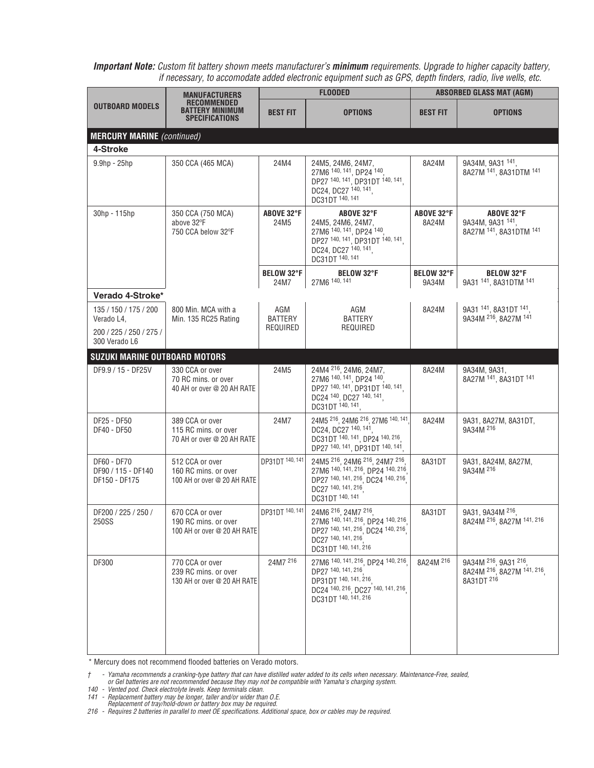***Important Note:*** *Custom fit battery shown meets manufacturer's **minimum** requirements. Upgrade to higher capacity battery, if necessary, to accomodate added electronic equipment such as GPS, depth finders, radio, live wells, etc.*

| OUTBOARD MODELS | MANUFACTURERS RECOMMENDED BATTERY MINIMUM SPECIFICATIONS | FLOODED | | ABSORBED GLASS MAT (AGM) | |
|---|---|---|---|---|---|
| | | BEST FIT | OPTIONS | BEST FIT | OPTIONS |
| **MERCURY MARINE** *(continued)* | | | | | |
| **4-Stroke** | | | | | |
| 9.9hp - 25hp | 350 CCA (465 MCA) | 24M4 | 24M5, 24M6, 24M7, 27M6 [140, 141], DP24 [140], DP27 [140, 141], DP31DT [140, 141], DC24, DC27 [140, 141], DC31DT [140, 141] | 8A24M | 9A34M, 9A31 [141], 8A27M [141], 8A31DTM [141] |
| 30hp - 115hp | 350 CCA (750 MCA) above 32ºF 750 CCA below 32ºF | **ABOVE 32°F** 24M5 | **ABOVE 32°F** 24M5, 24M6, 24M7, 27M6 [140, 141], DP24 [140], DP27 [140, 141], DP31DT [140, 141], DC24, DC27 [140, 141], DC31DT [140, 141] | **ABOVE 32°F** 8A24M | **ABOVE 32°F** 9A34M, 9A31 [141], 8A27M [141], 8A31DTM [141] |
| | | **BELOW 32°F** 24M7 | **BELOW 32°F** 27M6 [140, 141] | **BELOW 32°F** 9A34M | **BELOW 32°F** 9A31 [141], 8A31DTM [141] |
| **Verado 4-Stroke*** | | | | | |
| 135 / 150 / 175 / 200 Verado L4, 200 / 225 / 250 / 275 / 300 Verado L6 | 800 Min. MCA with a Min. 135 RC25 Rating | AGM BATTERY REQUIRED | AGM BATTERY REQUIRED | 8A24M | 9A31 [141], 8A31DT [141], 9A34M [216], 8A27M [141] |
| **SUZUKI MARINE OUTBOARD MOTORS** | | | | | |
| DF9.9 / 15 - DF25V | 330 CCA or over 70 RC mins. or over 40 AH or over @ 20 AH RATE | 24M5 | 24M4 [216], 24M6, 24M7, 27M6 [140, 141], DP24 [140], DP27 [140, 141], DP31DT [140, 141], DC24 [140], DC27 [140, 141], DC31DT [140, 141], | 8A24M | 9A34M, 9A31, 8A27M [141], 8A31DT [141] |
| DF25 - DF50 DF40 - DF50 | 389 CCA or over 115 RC mins. or over 70 AH or over @ 20 AH RATE | 24M7 | 24M5 [216], 24M6 [216], 27M6 [140, 141], DC24, DC27 [140, 141], DC31DT [140, 141], DP24 [140, 216], DP27 [140, 141], DP31DT [140, 141], | 8A24M | 9A31, 8A27M, 8A31DT, 9A34M [216] |
| DF60 - DF70 DF90 / 115 - DF140 DF150 - DF175 | 512 CCA or over 160 RC mins. or over 100 AH or over @ 20 AH RATE | DP31DT [140, 141] | 24M5 [216], 24M6 [216], 24M7 [216], 27M6 [140, 141, 216], DP24 [140, 216], DP27 [140, 141, 216], DC24 [140, 216], DC27 [140, 141, 216], DC31DT [140, 141] | 8A31DT | 9A31, 8A24M, 8A27M, 9A34M [216] |
| DF200 / 225 / 250 / 250SS | 670 CCA or over 190 RC mins. or over 100 AH or over @ 20 AH RATE | DP31DT [140, 141] | 24M6 [216], 24M7 [216], 27M6 [140, 141, 216], DP24 [140, 216], DP27 [140, 141, 216], DC24 [140, 216], DC27 [140, 141, 216], DC31DT [140, 141, 216] | 8A31DT | 9A31, 9A34M [216], 8A24M [216], 8A27M [141, 216] |
| DF300 | 770 CCA or over 239 RC mins. or over 130 AH or over @ 20 AH RATE | 24M7 [216] | 27M6 [140, 141, 216], DP24 [140, 216], DP27 [140, 141, 216], DP31DT [140, 141, 216], DC24 [140, 216], DC27 [140, 141, 216], DC31DT [140, 141, 216] | 8A24M [216] | 9A34M [216], 9A31 [216], 8A24M [216], 8A27M [141, 216], 8A31DT [216] |

\* Mercury does not recommend flooded batteries on Verado motors.

† - *Yamaha recommends a cranking-type battery that can have distilled water added to its cells when necessary. Maintenance-Free, sealed, or Gel batteries are not recommended because they may not be compatible with Yamaha's charging system.*

*140 - Vented pod. Check electrolyte levels. Keep terminals clean.*

*141 - Replacement battery may be longer, taller and/or wider than O.E. Replacement of tray/hold-down or battery box may be required.*

*216 - Requires 2 batteries in parallel to meet OE specifications. Additional space, box or cables may be required.*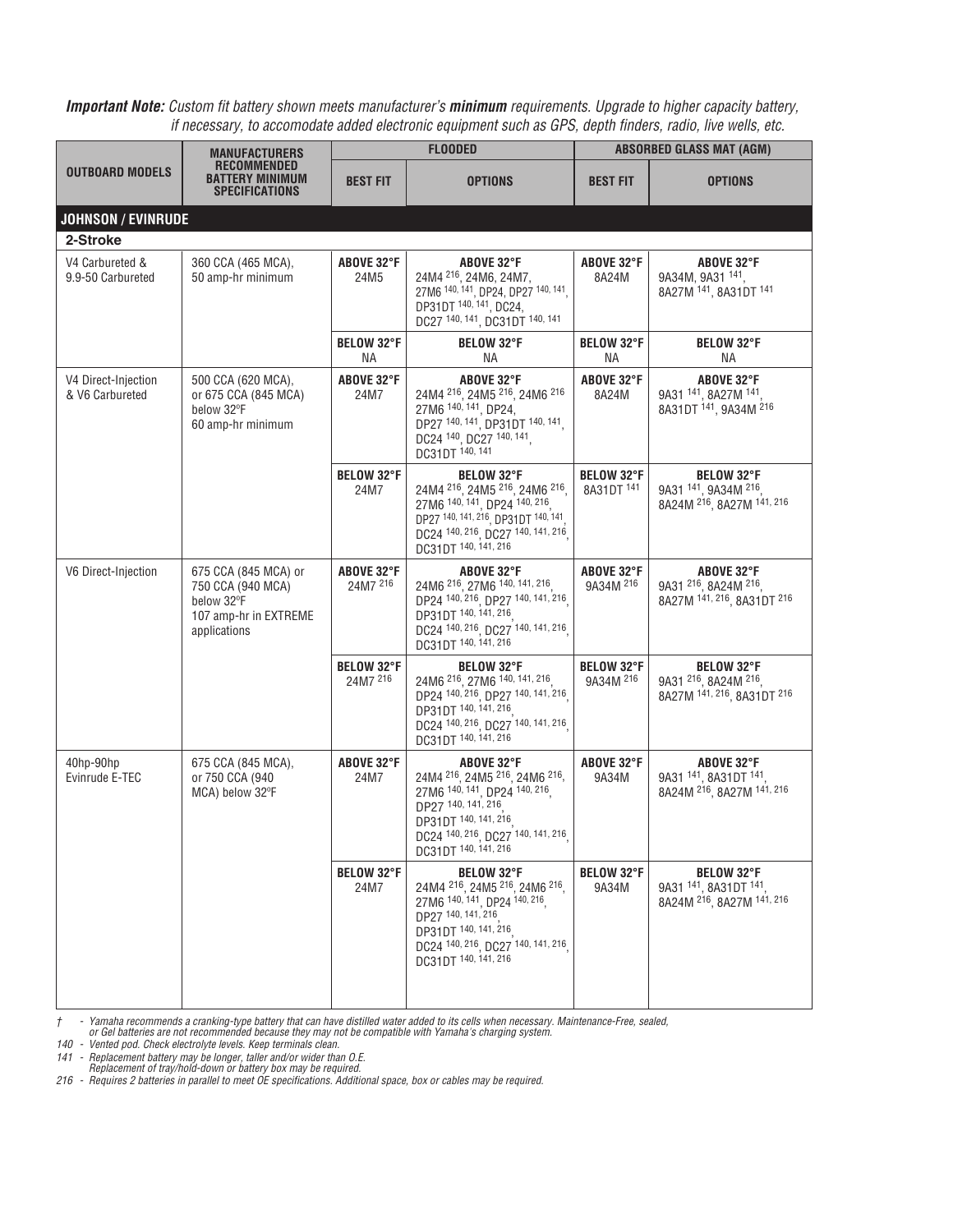***Important Note:*** *Custom fit battery shown meets manufacturer's* ***minimum*** *requirements. Upgrade to higher capacity battery, if necessary, to accomodate added electronic equipment such as GPS, depth finders, radio, live wells, etc.*

| OUTBOARD MODELS | MANUFACTURERS RECOMMENDED BATTERY MINIMUM SPECIFICATIONS | FLOODED | | ABSORBED GLASS MAT (AGM) | |
|---|---|---|---|---|---|
| | | BEST FIT | OPTIONS | BEST FIT | OPTIONS |
| **JOHNSON / EVINRUDE** | | | | | |
| **2-Stroke** | | | | | |
| V4 Carbureted & 9.9-50 Carbureted | 360 CCA (465 MCA), 50 amp-hr minimum | **ABOVE 32°F** 24M5 | **ABOVE 32°F** 24M4 [216], 24M6, 24M7, 27M6 [140, 141], DP24, DP27 [140, 141], DP31DT [140, 141], DC24, DC27 [140, 141], DC31DT [140, 141] | **ABOVE 32°F** 8A24M | **ABOVE 32°F** 9A34M, 9A31 [141], 8A27M [141], 8A31DT [141] |
| | | **BELOW 32°F** NA | **BELOW 32°F** NA | **BELOW 32°F** NA | **BELOW 32°F** NA |
| V4 Direct-Injection & V6 Carbureted | 500 CCA (620 MCA), or 675 CCA (845 MCA) below 32ºF 60 amp-hr minimum | **ABOVE 32°F** 24M7 | **ABOVE 32°F** 24M4 [216], 24M5 [216], 24M6 [216] 27M6 [140, 141], DP24, DP27 [140, 141], DP31DT [140, 141], DC24 [140], DC27 [140, 141], DC31DT [140, 141] | **ABOVE 32°F** 8A24M | **ABOVE 32°F** 9A31 [141], 8A27M [141], 8A31DT [141], 9A34M [216] |
| | | **BELOW 32°F** 24M7 | **BELOW 32°F** 24M4 [216], 24M5 [216], 24M6 [216], 27M6 [140, 141], DP24 [140, 216], DP27 [140, 141, 216], DP31DT [140, 141], DC24 [140, 216], DC27 [140, 141, 216], DC31DT [140, 141, 216] | **BELOW 32°F** 8A31DT [141] | **BELOW 32°F** 9A31 [141], 9A34M [216], 8A24M [216], 8A27M [141, 216] |
| V6 Direct-Injection | 675 CCA (845 MCA) or 750 CCA (940 MCA) below 32ºF 107 amp-hr in EXTREME applications | **ABOVE 32°F** 24M7 [216] | **ABOVE 32°F** 24M6 [216], 27M6 [140, 141, 216], DP24 [140, 216], DP27 [140, 141, 216], DP31DT [140, 141, 216], DC24 [140, 216], DC27 [140, 141, 216], DC31DT [140, 141, 216] | **ABOVE 32°F** 9A34M [216] | **ABOVE 32°F** 9A31 [216], 8A24M [216], 8A27M [141, 216], 8A31DT [216] |
| | | **BELOW 32°F** 24M7 [216] | **BELOW 32°F** 24M6 [216], 27M6 [140, 141, 216], DP24 [140, 216], DP27 [140, 141, 216], DP31DT [140, 141, 216], DC24 [140, 216], DC27 [140, 141, 216], DC31DT [140, 141, 216] | **BELOW 32°F** 9A34M [216] | **BELOW 32°F** 9A31 [216], 8A24M [216], 8A27M [141, 216], 8A31DT [216] |
| 40hp-90hp Evinrude E-TEC | 675 CCA (845 MCA), or 750 CCA (940 MCA) below 32ºF | **ABOVE 32°F** 24M7 | **ABOVE 32°F** 24M4 [216], 24M5 [216], 24M6 [216], 27M6 [140, 141], DP24 [140, 216], DP27 [140, 141, 216], DP31DT [140, 141, 216], DC24 [140, 216], DC27 [140, 141, 216], DC31DT [140, 141, 216] | **ABOVE 32°F** 9A34M | **ABOVE 32°F** 9A31 [141], 8A31DT [141], 8A24M [216], 8A27M [141, 216] |
| | | **BELOW 32°F** 24M7 | **BELOW 32°F** 24M4 [216], 24M5 [216], 24M6 [216], 27M6 [140, 141], DP24 [140, 216], DP27 [140, 141, 216], DP31DT [140, 141, 216], DC24 [140, 216], DC27 [140, 141, 216], DC31DT [140, 141, 216] | **BELOW 32°F** 9A34M | **BELOW 32°F** 9A31 [141], 8A31DT [141], 8A24M [216], 8A27M [141, 216] |

*† - Yamaha recommends a cranking-type battery that can have distilled water added to its cells when necessary. Maintenance-Free, sealed, or Gel batteries are not recommended because they may not be compatible with Yamaha's charging system.*

*140 - Vented pod. Check electrolyte levels. Keep terminals clean.*

*141 - Replacement battery may be longer, taller and/or wider than O.E. Replacement of tray/hold-down or battery box may be required.*

*216 - Requires 2 batteries in parallel to meet OE specifications. Additional space, box or cables may be required.*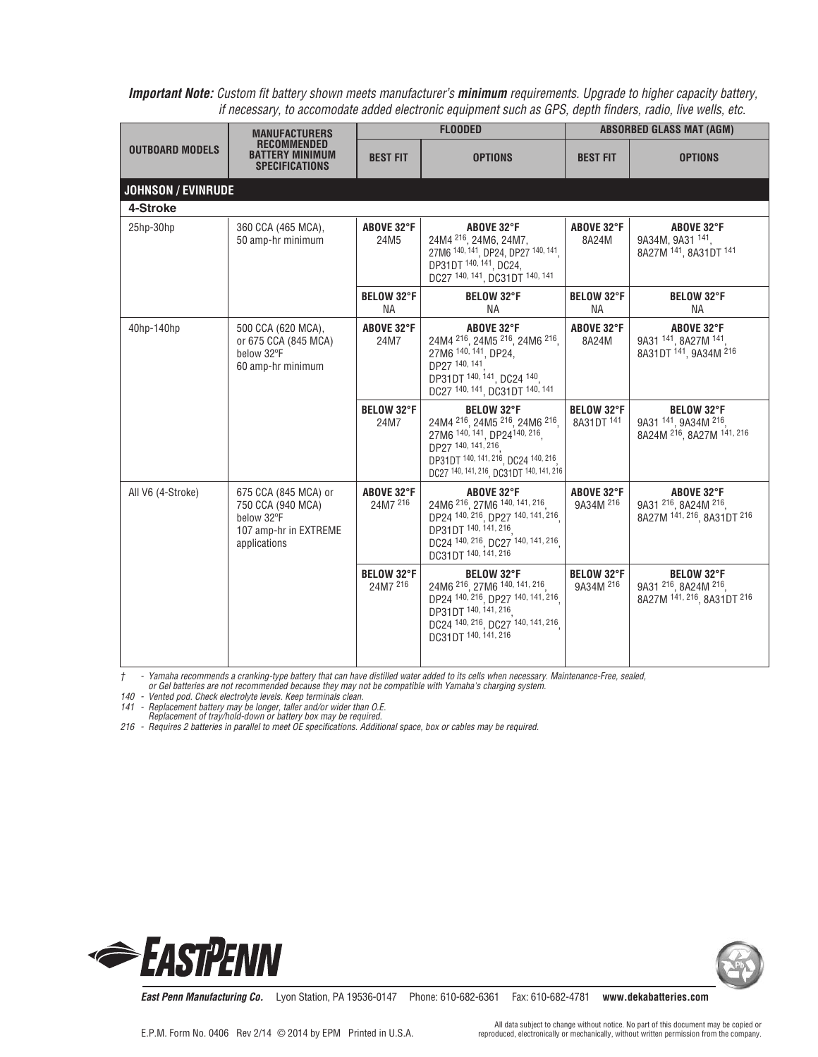***Important Note:*** *Custom fit battery shown meets manufacturer's* ***minimum*** *requirements. Upgrade to higher capacity battery, if necessary, to accomodate added electronic equipment such as GPS, depth finders, radio, live wells, etc.*

| OUTBOARD MODELS | MANUFACTURERS RECOMMENDED BATTERY MINIMUM SPECIFICATIONS | FLOODED | | ABSORBED GLASS MAT (AGM) | |
|---|---|---|---|---|---|
| | | BEST FIT | OPTIONS | BEST FIT | OPTIONS |
| **JOHNSON / EVINRUDE** | | | | | |
| **4-Stroke** | | | | | |
| 25hp-30hp | 360 CCA (465 MCA), 50 amp-hr minimum | **ABOVE 32°F** 24M5 | **ABOVE 32°F** 24M4 [216], 24M6, 24M7, 27M6 [140, 141], DP24, DP27 [140, 141], DP31DT [140, 141], DC24, DC27 [140, 141], DC31DT [140, 141] | **ABOVE 32°F** 8A24M | **ABOVE 32°F** 9A34M, 9A31 [141], 8A27M [141], 8A31DT [141] |
| | | **BELOW 32°F** NA | **BELOW 32°F** NA | **BELOW 32°F** NA | **BELOW 32°F** NA |
| 40hp-140hp | 500 CCA (620 MCA), or 675 CCA (845 MCA) below 32ºF 60 amp-hr minimum | **ABOVE 32°F** 24M7 | **ABOVE 32°F** 24M4 [216], 24M5 [216], 24M6 [216], 27M6 [140, 141], DP24, DP27 [140, 141], DP31DT [140, 141], DC24 [140], DC27 [140, 141], DC31DT [140, 141] | **ABOVE 32°F** 8A24M | **ABOVE 32°F** 9A31 [141], 8A27M [141], 8A31DT [141], 9A34M [216] |
| | | **BELOW 32°F** 24M7 | **BELOW 32°F** 24M4 [216], 24M5 [216], 24M6 [216], 27M6 [140, 141], DP24 [140, 216], DP27 [140, 141, 216], DP31DT [140, 141, 216], DC24 [140, 216], DC27 [140, 141, 216], DC31DT [140, 141, 216] | **BELOW 32°F** 8A31DT [141] | **BELOW 32°F** 9A31 [141], 9A34M [216], 8A24M [216], 8A27M [141, 216] |
| All V6 (4-Stroke) | 675 CCA (845 MCA) or 750 CCA (940 MCA) below 32ºF 107 amp-hr in EXTREME applications | **ABOVE 32°F** 24M7 [216] | **ABOVE 32°F** 24M6 [216], 27M6 [140, 141, 216], DP24 [140, 216], DP27 [140, 141, 216], DP31DT [140, 141, 216], DC24 [140, 216], DC27 [140, 141, 216], DC31DT [140, 141, 216] | **ABOVE 32°F** 9A34M [216] | **ABOVE 32°F** 9A31 [216], 8A24M [216], 8A27M [141, 216], 8A31DT [216] |
| | | **BELOW 32°F** 24M7 [216] | **BELOW 32°F** 24M6 [216], 27M6 [140, 141, 216], DP24 [140, 216], DP27 [140, 141, 216], DP31DT [140, 141, 216], DC24 [140, 216], DC27 [140, 141, 216], DC31DT [140, 141, 216] | **BELOW 32°F** 9A34M [216] | **BELOW 32°F** 9A31 [216], 8A24M [216], 8A27M [141, 216], 8A31DT [216] |

*† - Yamaha recommends a cranking-type battery that can have distilled water added to its cells when necessary. Maintenance-Free, sealed, or Gel batteries are not recommended because they may not be compatible with Yamaha's charging system.*

*140 - Vented pod. Check electrolyte levels. Keep terminals clean.*

*141 - Replacement battery may be longer, taller and/or wider than O.E. Replacement of tray/hold-down or battery box may be required.*

*216 - Requires 2 batteries in parallel to meet OE specifications. Additional space, box or cables may be required.*

EASTPENN

***East Penn Manufacturing Co.*** Lyon Station, PA 19536-0147 Phone: 610-682-6361 Fax: 610-682-4781 **www.dekabatteries.com**

E.P.M. Form No. 0406 Rev 2/14 © 2014 by EPM Printed in U.S.A.

All data subject to change without notice. No part of this document may be copied or reproduced, electronically or mechanically, without written permission from the company.